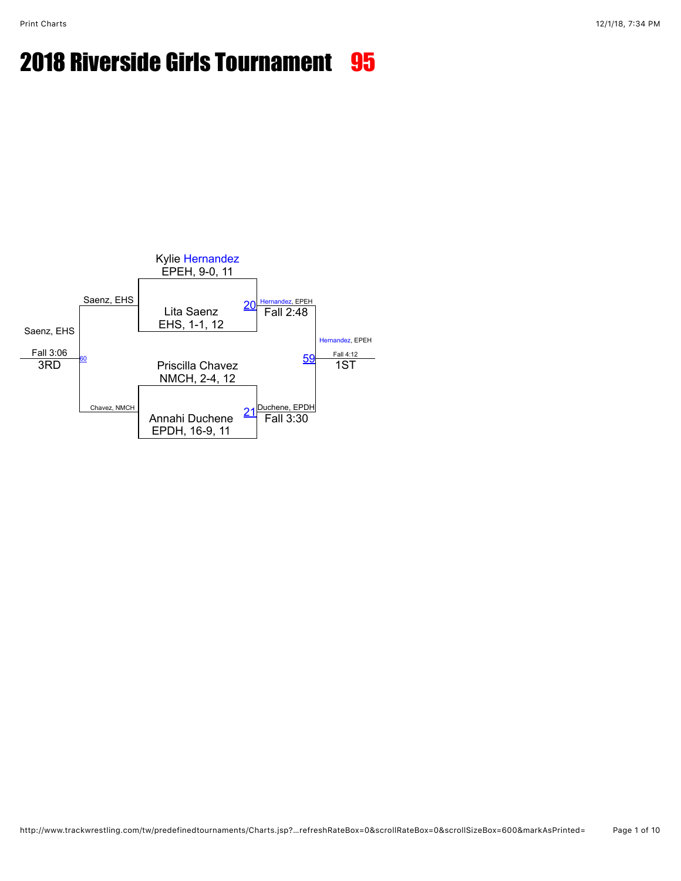# 2018 Riverside Girls Tournament 95

Kylie Hernandez
EPEH, 9-0, 11

Lita Saenz
EHS, 1-1, 12

20 Hernandez, EPEH
Fall 2:48

Priscilla Chavez
NMCH, 2-4, 12

Annahi Duchene
EPDH, 16-9, 11

21 Duchene, EPDH
Fall 3:30

59 Hernandez, EPEH
Fall 4:12
1ST

Saenz, EHS

Chavez, NMCH

60 Saenz, EHS
Fall 3:06
3RD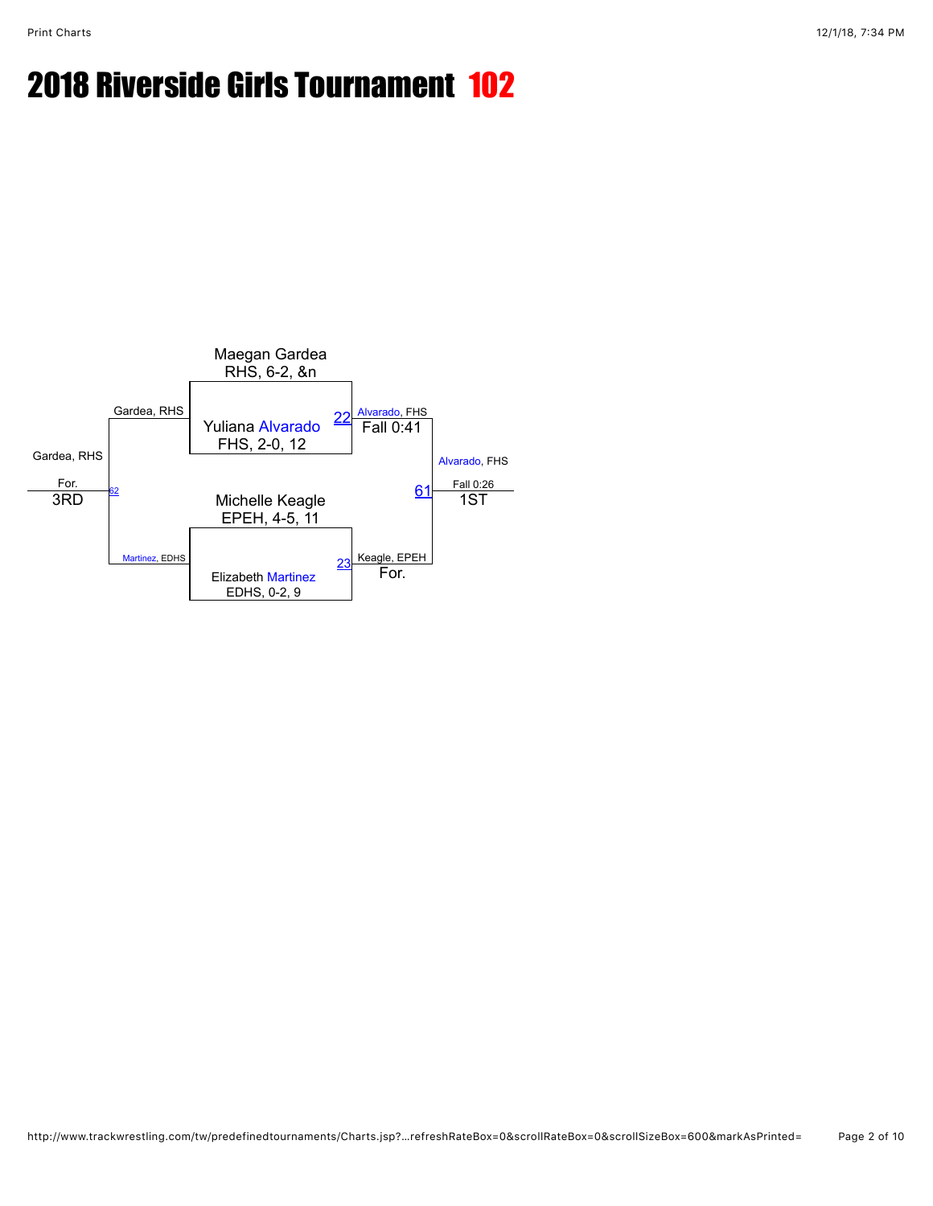# 2018 Riverside Girls Tournament 102

**Championship Bracket**

| Wrestler | Match | Result |
|---|---|---|
| Maegan Gardea, RHS, 6-2, &n | | |
| Yuliana Alvarado, FHS, 2-0, 12 | 22 | Alvarado, FHS — Fall 0:41 |
| Michelle Keagle, EPEH, 4-5, 11 | | |
| Elizabeth Martinez, EDHS, 0-2, 9 | 23 | Keagle, EPEH — For. |

**1ST Place (Match 61):** Alvarado, FHS over Keagle, EPEH — Fall 0:26

**3RD Place (Match 62):** Gardea, RHS over Martinez, EDHS — For.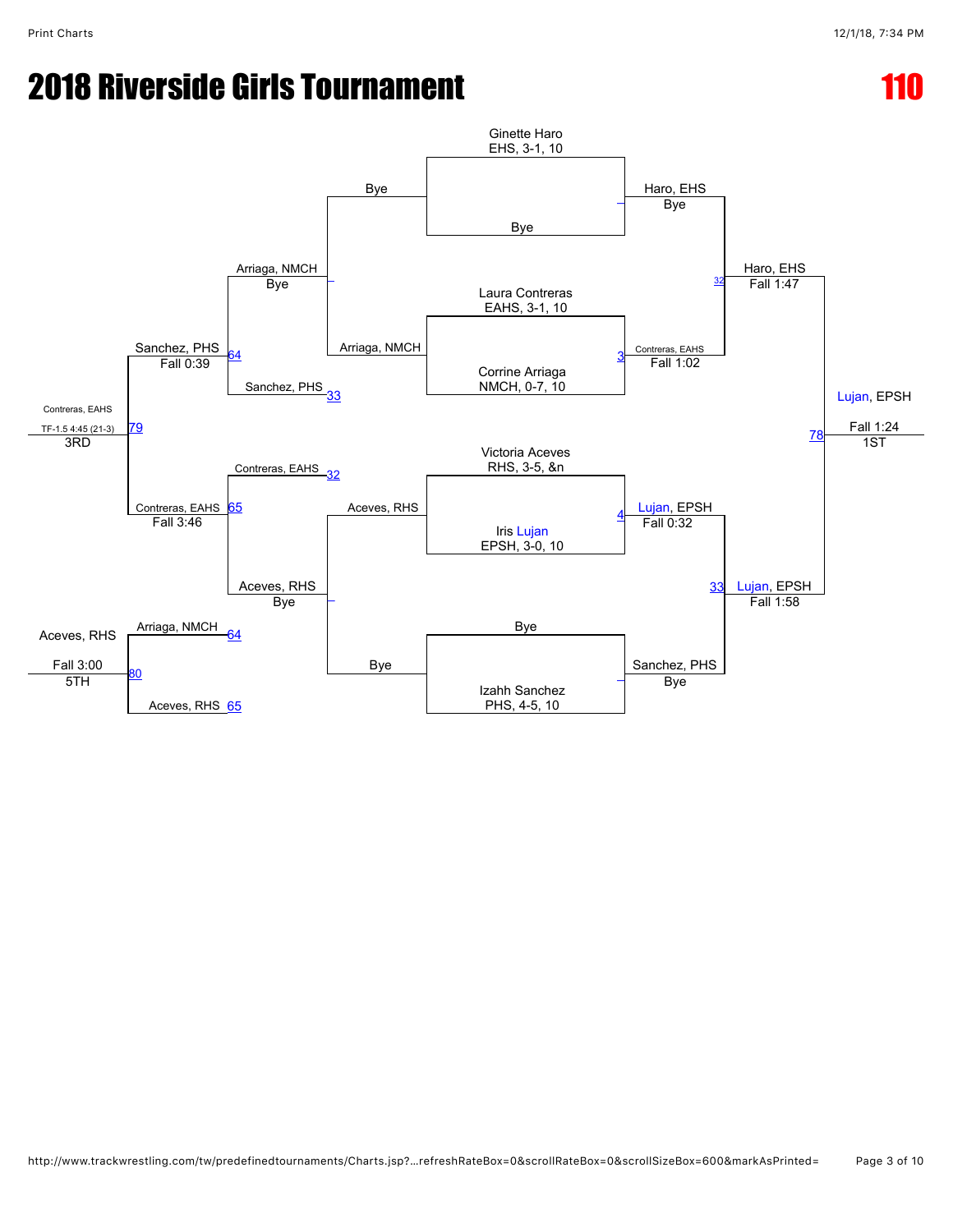# 2018 Riverside Girls Tournament

**110**

## Championship Bracket

**First Round**

- Ginette Haro, EHS, 3-1, 10 vs. Bye → Haro, EHS (Bye)
- Laura Contreras, EAHS, 3-1, 10 vs. Corrine Arriaga, NMCH, 0-7, 10 → Contreras, EAHS (Fall 1:02) [3]
- Victoria Aceves, RHS, 3-5, &n vs. Iris Lujan, EPSH, 3-0, 10 → Lujan, EPSH (Fall 0:32) [4]
- Bye vs. Izahh Sanchez, PHS, 4-5, 10 → Sanchez, PHS (Bye)

**Semifinals**

- Haro, EHS vs. Contreras, EAHS → Haro, EHS (Fall 1:47) [32]
- Lujan, EPSH vs. Sanchez, PHS → Lujan, EPSH (Fall 1:58) [33]

**Final** [78]

- Haro, EHS vs. Lujan, EPSH → Lujan, EPSH (Fall 1:24) — 1ST

## Consolation Bracket

**Consolation First Round**

- Bye vs. Arriaga, NMCH → Arriaga, NMCH (Bye)
- Aceves, RHS vs. Bye → Aceves, RHS (Bye)

**Consolation Second Round**

- Arriaga, NMCH vs. Sanchez, PHS [33] → Sanchez, PHS (Fall 0:39) [64]
- Contreras, EAHS [32] vs. Aceves, RHS → Contreras, EAHS (Fall 3:46) [65]

**3rd Place Match** [79]

- Sanchez, PHS vs. Contreras, EAHS → Contreras, EAHS (TF-1.5 4:45 (21-3)) — 3RD

**5th Place Match** [80]

- Arriaga, NMCH [64] vs. Aceves, RHS [65] → Aceves, RHS (Fall 3:00) — 5TH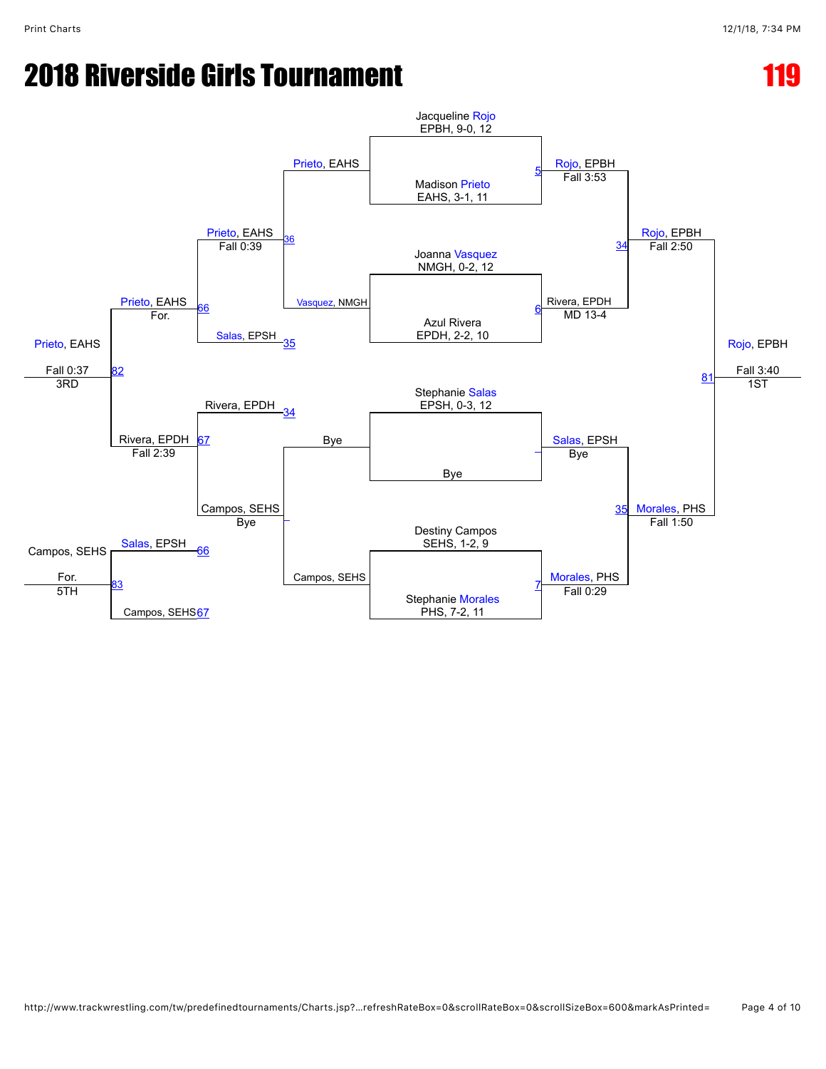# 2018 Riverside Girls Tournament

# 119

## Championship Bracket

**First Round**

- Jacqueline Rojo, EPBH, 9-0, 12 vs. Madison Prieto, EAHS, 3-1, 11 — Bout 5: Rojo, EPBH (Fall 3:53)
- Joanna Vasquez, NMGH, 0-2, 12 vs. Azul Rivera, EPDH, 2-2, 10 — Bout 6: Rivera, EPDH (MD 13-4)
- Stephanie Salas, EPSH, 0-3, 12 vs. Bye — Salas, EPSH (Bye)
- Destiny Campos, SEHS, 1-2, 9 vs. Stephanie Morales, PHS, 7-2, 11 — Bout 7: Morales, PHS (Fall 0:29)

**Semifinals**

- Bout 34: Rojo, EPBH (Fall 2:50)
- Bout 35: Morales, PHS (Fall 1:50)

**Final**

- Bout 81: Rojo, EPBH (Fall 3:40) — 1ST

## Consolation Bracket

**Consolation Round 1**

- Prieto, EAHS vs. Vasquez, NMGH — Bout 36: Prieto, EAHS
- Bye vs. Campos, SEHS — Campos, SEHS (Bye)

**Consolation Round 2**

- Prieto, EAHS vs. Salas, EPSH (35) — Bout 66: Prieto, EAHS (Fall 0:39)
- Rivera, EPDH (34) vs. Campos, SEHS — Bout 67: Rivera, EPDH (Fall 2:39)

**Consolation Semifinal**

- Prieto, EAHS vs. Rivera, EPDH — Bout 82: Prieto, EAHS (For.)

**3rd Place**

- Prieto, EAHS (Fall 0:37) — 3RD

**5th Place**

- Salas, EPSH (66) vs. Campos, SEHS (67) — Bout 83: Campos, SEHS (For.) — 5TH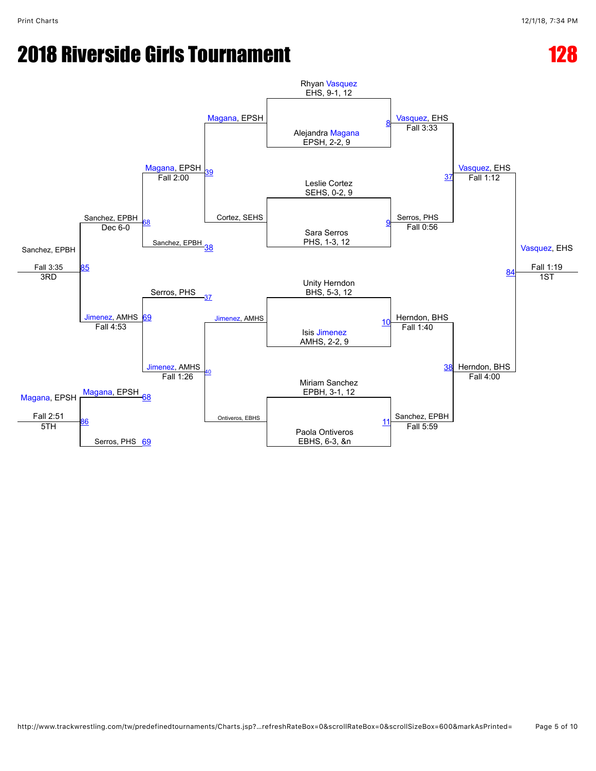# 2018 Riverside Girls Tournament

## 128

### Championship Bracket

**Quarterfinals**

- Rhyan Vasquez, EHS, 9-1, 12 vs. Alejandra Magana, EPSH, 2-2, 9 — Match 8: Vasquez, EHS, Fall 3:33
- Leslie Cortez, SEHS, 0-2, 9 vs. Sara Serros, PHS, 1-3, 12 — Match 9: Serros, PHS, Fall 0:56
- Unity Herndon, BHS, 5-3, 12 vs. Isis Jimenez, AMHS, 2-2, 9 — Match 10: Herndon, BHS, Fall 1:40
- Miriam Sanchez, EPBH, 3-1, 12 vs. Paola Ontiveros, EBHS, 6-3, &n — Match 11: Sanchez, EPBH, Fall 5:59

**Semifinals**

- Match 37: Vasquez, EHS vs. Serros, PHS — Vasquez, EHS, Fall 1:12
- Match 38: Herndon, BHS vs. Sanchez, EPBH — Herndon, BHS, Fall 4:00

**Final (1ST)**

- Match 84: Vasquez, EHS vs. Herndon, BHS — Vasquez, EHS, Fall 1:19 — 1ST

### Consolation Bracket

**Consolation Round 1**

- Match 39: Magana, EPSH vs. Cortez, SEHS — Magana, EPSH, Fall 2:00
- Match 40: Jimenez, AMHS vs. Ontiveros, EBHS — Jimenez, AMHS, Fall 1:26

**Consolation Semifinals**

- Match 68: Magana, EPSH vs. Sanchez, EPBH (38) — Sanchez, EPBH, Dec 6-0
- Match 69: Serros, PHS (37) vs. Jimenez, AMHS — Jimenez, AMHS, Fall 4:53

**3rd Place**

- Match 85: Sanchez, EPBH vs. Jimenez, AMHS — Sanchez, EPBH, Fall 3:35 — 3RD

**5th Place**

- Match 86: Magana, EPSH (68) vs. Serros, PHS (69) — Magana, EPSH, Fall 2:51 — 5TH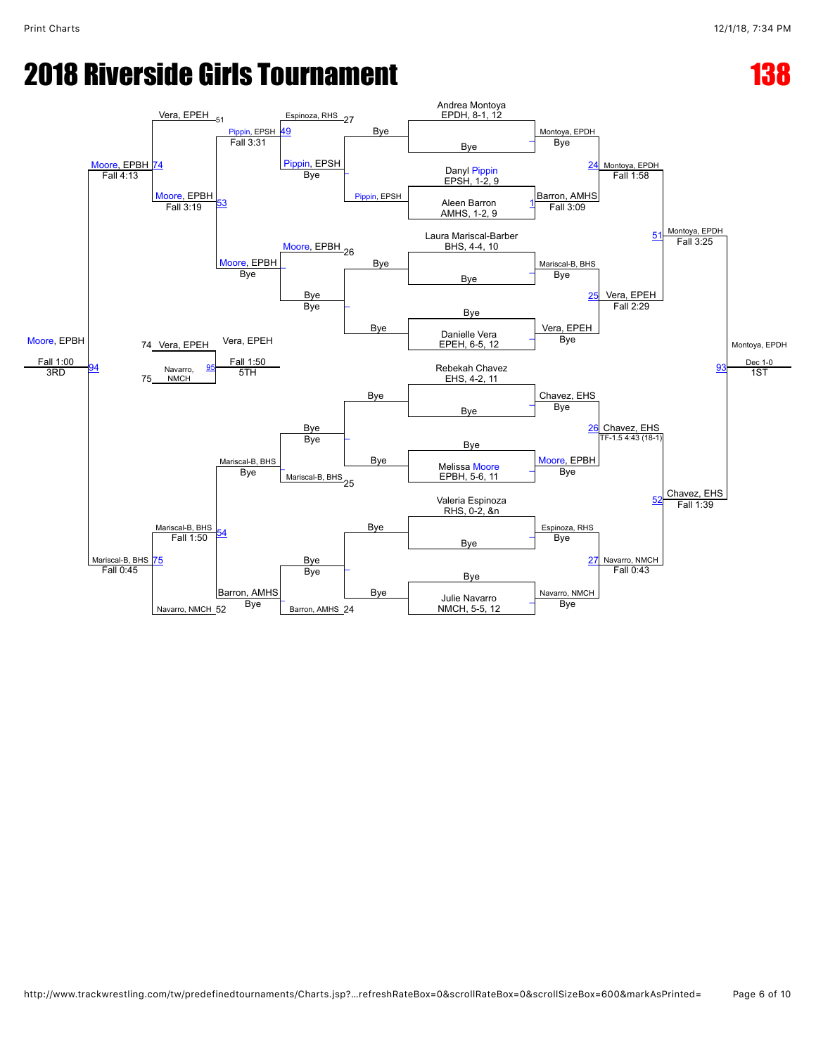# 2018 Riverside Girls Tournament

# 138

## Championship Bracket

**Seeds:**
- Andrea Montoya, EPDH, 8-1, 12
- Danyl Pippin, EPSH, 1-2, 9
- Aleen Barron, AMHS, 1-2, 9
- Laura Mariscal-Barber, BHS, 4-4, 10
- Danielle Vera, EPEH, 6-5, 12
- Rebekah Chavez, EHS, 4-2, 11
- Melissa Moore, EPBH, 5-6, 11
- Valeria Espinoza, RHS, 0-2, &n
- Julie Navarro, NMCH, 5-5, 12

**First Round:**
- Montoya, EPDH – Bye
- Barron, AMHS over Pippin, EPSH – Fall 3:09 (Match 1)
- Mariscal-B, BHS – Bye
- Vera, EPEH – Bye
- Chavez, EHS – Bye
- Moore, EPBH – Bye
- Espinoza, RHS – Bye
- Navarro, NMCH – Bye

**Quarterfinals:**
- Match 24: Montoya, EPDH – Fall 1:58
- Match 25: Vera, EPEH – Fall 2:29
- Match 26: Chavez, EHS – TF-1.5 4:43 (18-1)
- Match 27: Navarro, NMCH – Fall 0:43

**Semifinals:**
- Match 51: Montoya, EPDH – Fall 3:25
- Match 52: Chavez, EHS – Fall 1:39

**Final (Match 93):** Montoya, EPDH – Dec 1-0 – **1ST**

## Consolation Bracket

**Consolation Round 1:**
- Pippin, EPSH – Bye (vs Bye)
- Moore, EPBH – Bye (Bye vs Bye)
- Mariscal-B, BHS – Bye (Bye vs Bye)
- Barron, AMHS – Bye (Bye vs Bye)

**Consolation Round 2:**
- Match 49: Pippin, EPSH over Espinoza, RHS (27) – Fall 3:31
- Moore, EPBH (26) – Bye
- Mariscal-B, BHS (25) – Bye
- Barron, AMHS (24) – Bye

**Consolation Round 3:**
- Match 53: Moore, EPBH – Fall 3:19
- Match 54: Mariscal-B, BHS – Fall 1:50

**Consolation Semifinals:**
- Match 74: Moore, EPBH over Vera, EPEH (51) – Fall 4:13
- Match 75: Mariscal-B, BHS over Navarro, NMCH (52) – Fall 0:45

**3rd Place (Match 94):** Moore, EPBH – Fall 1:00 – **3RD**

**5th Place (Match 95):** Vera, EPEH (74) vs Navarro, NMCH (75) – Vera, EPEH – Fall 1:50 – **5TH**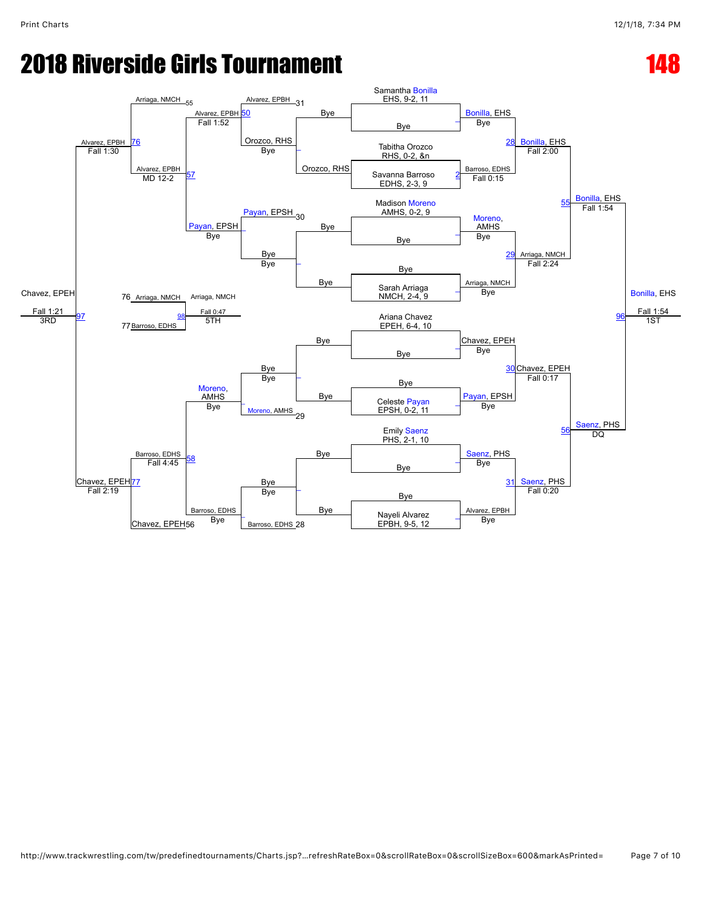# 2018 Riverside Girls Tournament

## 148

### Championship Bracket

**Seeds:**
- Samantha Bonilla, EHS, 9-2, 11
- Tabitha Orozco, RHS, 0-2, &n
- Savanna Barroso, EDHS, 2-3, 9
- Madison Moreno, AMHS, 0-2, 9
- Sarah Arriaga, NMCH, 2-4, 9
- Ariana Chavez, EPEH, 6-4, 10
- Celeste Payan, EPSH, 0-2, 11
- Emily Saenz, PHS, 2-1, 10
- Nayeli Alvarez, EPBH, 9-5, 12

**First Round:**
- Samantha Bonilla vs Bye — Bonilla, EHS (Bye)
- Tabitha Orozco vs Savanna Barroso (Match 2) — Barroso, EDHS (Fall 0:15)
- Madison Moreno vs Bye — Moreno, AMHS (Bye)
- Bye vs Sarah Arriaga — Arriaga, NMCH (Bye)
- Ariana Chavez vs Bye — Chavez, EPEH (Bye)
- Bye vs Celeste Payan — Payan, EPSH (Bye)
- Emily Saenz vs Bye — Saenz, PHS (Bye)
- Bye vs Nayeli Alvarez — Alvarez, EPBH (Bye)

**Quarterfinals:**
- Match 28: Bonilla, EHS (Fall 2:00)
- Match 29: Arriaga, NMCH (Fall 2:24)
- Match 30: Chavez, EPEH (Fall 0:17)
- Match 31: Saenz, PHS (Fall 0:20)

**Semifinals:**
- Match 55: Bonilla, EHS (Fall 1:54)
- Match 56: Saenz, PHS (DQ)

**Championship (Match 96):** Bonilla, EHS — Fall 1:54 — 1ST

### Consolation Bracket

**Consolation Round 1:**
- Orozco, RHS vs Bye — Orozco, RHS (Bye)
- Bye vs Bye — Bye (Bye)
- Bye vs Bye — Bye (Bye)
- Bye vs Bye — Bye (Bye)

**Consolation Round 2:**
- Alvarez, EPBH (31) vs Orozco, RHS — Match 50: Alvarez, EPBH (Fall 1:52)
- Payan, EPSH (30) vs Bye — Payan, EPSH (Bye)
- Bye vs Moreno, AMHS (29) — Moreno, AMHS (Bye)
- Bye vs Barroso, EDHS (28) — Barroso, EDHS (Bye)

**Consolation Round 3:**
- Match 57: Alvarez, EPBH vs Payan, EPSH — Alvarez, EPBH (MD 12-2)
- Match 58: Moreno, AMHS vs Barroso, EDHS — Barroso, EDHS (Fall 4:45)

**Consolation Semifinals:**
- Match 76: Arriaga, NMCH (55) vs Alvarez, EPBH — Alvarez, EPBH (Fall 1:30)
- Match 77: Barroso, EDHS vs Chavez, EPEH (56) — Chavez, EPEH (Fall 2:19)

**3rd Place (Match 97):** Chavez, EPEH — Fall 1:21 — 3RD

**5th Place (Match 98):** Arriaga, NMCH (76) vs Barroso, EDHS (77) — Arriaga, NMCH — Fall 0:47 — 5TH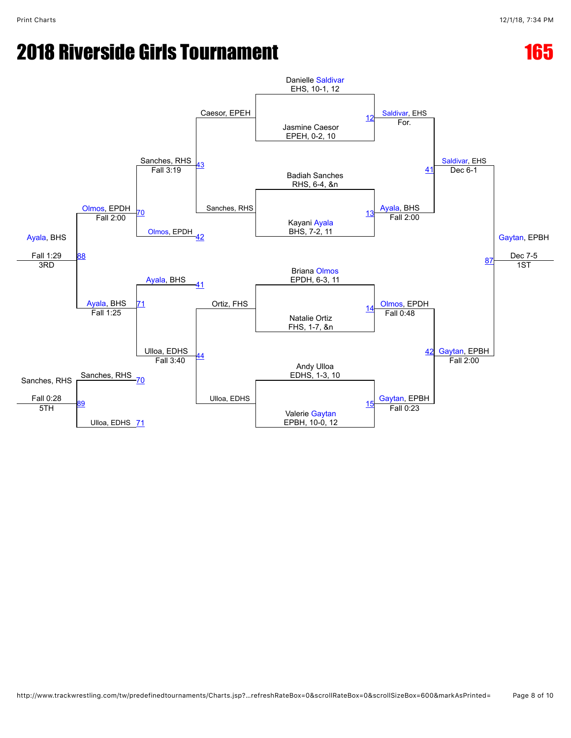# 2018 Riverside Girls Tournament

## 165

### Championship Bracket

**Quarterfinals**

- Match 12: Danielle Saldivar, EHS, 10-1, 12 vs. Jasmine Caesor, EPEH, 0-2, 10 — Saldivar, EHS, For.
- Match 13: Badiah Sanches, RHS, 6-4, &n vs. Kayani Ayala, BHS, 7-2, 11 — Ayala, BHS, Fall 2:00
- Match 14: Briana Olmos, EPDH, 6-3, 11 vs. Natalie Ortiz, FHS, 1-7, &n — Olmos, EPDH, Fall 0:48
- Match 15: Andy Ulloa, EDHS, 1-3, 10 vs. Valerie Gaytan, EPBH, 10-0, 12 — Gaytan, EPBH, Fall 0:23

**Semifinals**

- Match 41: Saldivar, EHS vs. Ayala, BHS — Saldivar, EHS, Dec 6-1
- Match 42: Olmos, EPDH vs. Gaytan, EPBH — Gaytan, EPBH, Fall 2:00

**Final**

- Match 87: Saldivar, EHS vs. Gaytan, EPBH — Gaytan, EPBH, Dec 7-5 — 1ST

### Consolation Bracket

- Match 43: Caesor, EPEH vs. Sanches, RHS — Sanches, RHS, Fall 3:19
- Match 44: Ortiz, FHS vs. Ulloa, EDHS — Ulloa, EDHS, Fall 3:40
- Match 70: Sanches, RHS vs. Olmos, EPDH (42) — Olmos, EPDH, Fall 2:00
- Match 71: Ayala, BHS (41) vs. Ulloa, EDHS — Ayala, BHS, Fall 1:25
- Match 88 (3rd Place): Olmos, EPDH vs. Ayala, BHS — Ayala, BHS, Fall 1:29 — 3RD
- Match 89 (5th Place): Sanches, RHS (70) vs. Ulloa, EDHS (71) — Sanches, RHS, Fall 0:28 — 5TH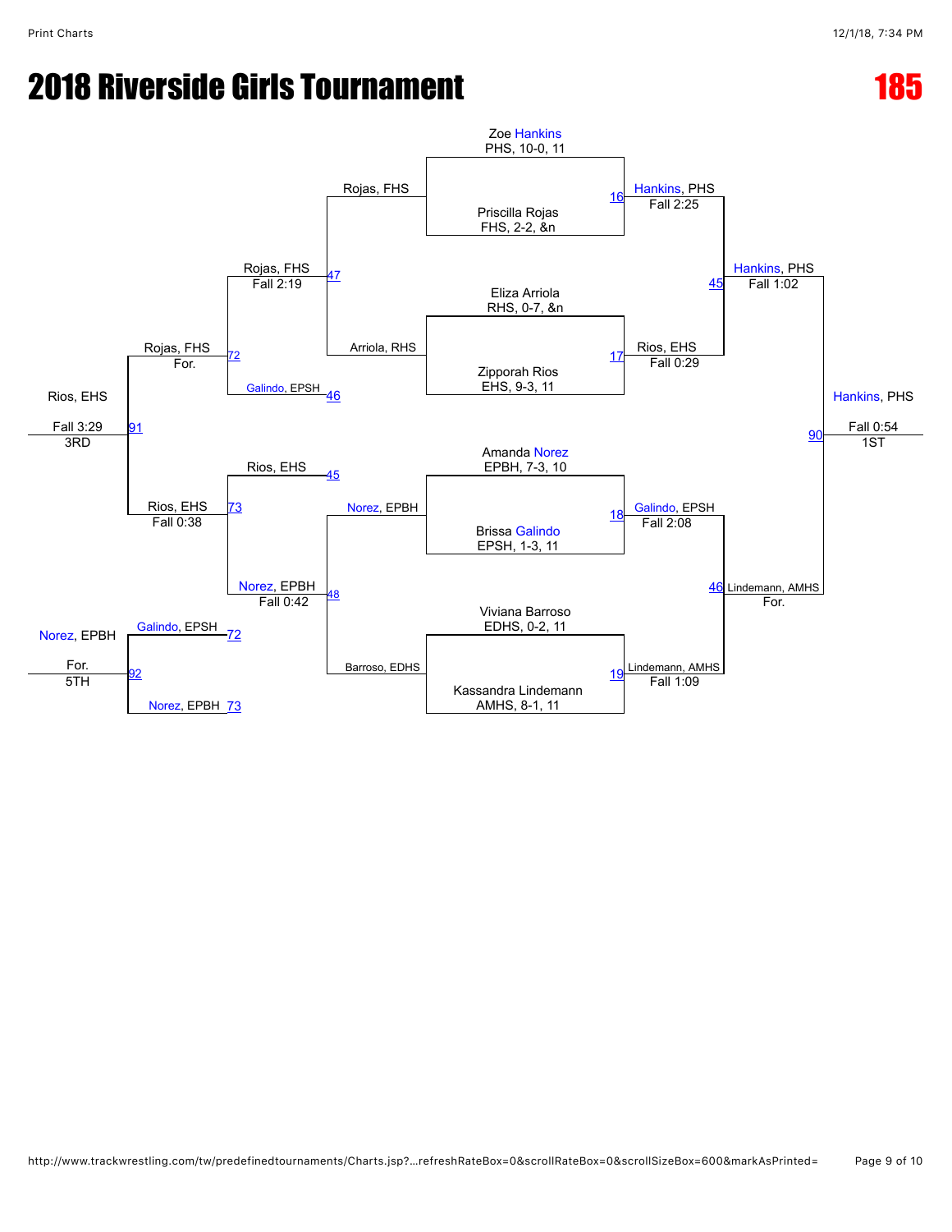# 2018 Riverside Girls Tournament

## 185

### Championship Bracket

**Quarterfinals**

| Bout | Wrestler 1 | Wrestler 2 | Winner | Result |
|---|---|---|---|---|
| 16 | Zoe Hankins, PHS, 10-0, 11 | Priscilla Rojas, FHS, 2-2, &n | Hankins, PHS | Fall 2:25 |
| 17 | Eliza Arriola, RHS, 0-7, &n | Zipporah Rios, EHS, 9-3, 11 | Rios, EHS | Fall 0:29 |
| 18 | Amanda Norez, EPBH, 7-3, 10 | Brissa Galindo, EPSH, 1-3, 11 | Galindo, EPSH | Fall 2:08 |
| 19 | Viviana Barroso, EDHS, 0-2, 11 | Kassandra Lindemann, AMHS, 8-1, 11 | Lindemann, AMHS | Fall 1:09 |

**Semifinals**

| Bout | Wrestler 1 | Wrestler 2 | Winner | Result |
|---|---|---|---|---|
| 45 | Hankins, PHS | Rios, EHS | Hankins, PHS | Fall 1:02 |
| 46 | Galindo, EPSH | Lindemann, AMHS | Lindemann, AMHS | For. |

**1st Place**

| Bout | Wrestler 1 | Wrestler 2 | Winner | Result |
|---|---|---|---|---|
| 90 | Hankins, PHS | Lindemann, AMHS | Hankins, PHS | Fall 0:54 — 1ST |

### Consolation Bracket

| Bout | Wrestler 1 | Wrestler 2 | Winner | Result |
|---|---|---|---|---|
| 47 | Rojas, FHS | Arriola, RHS | Rojas, FHS | Fall 2:19 |
| 48 | Norez, EPBH | Barroso, EDHS | Norez, EPBH | Fall 0:42 |
| 72 | Rojas, FHS | Galindo, EPSH (from 46) | Rojas, FHS | For. |
| 73 | Rios, EHS (from 45) | Norez, EPBH | Rios, EHS | Fall 0:38 |
| 91 | Rojas, FHS | Rios, EHS | Rios, EHS | Fall 3:29 — 3RD |
| 92 | Galindo, EPSH (from 72) | Norez, EPBH (from 73) | Norez, EPBH | For. — 5TH |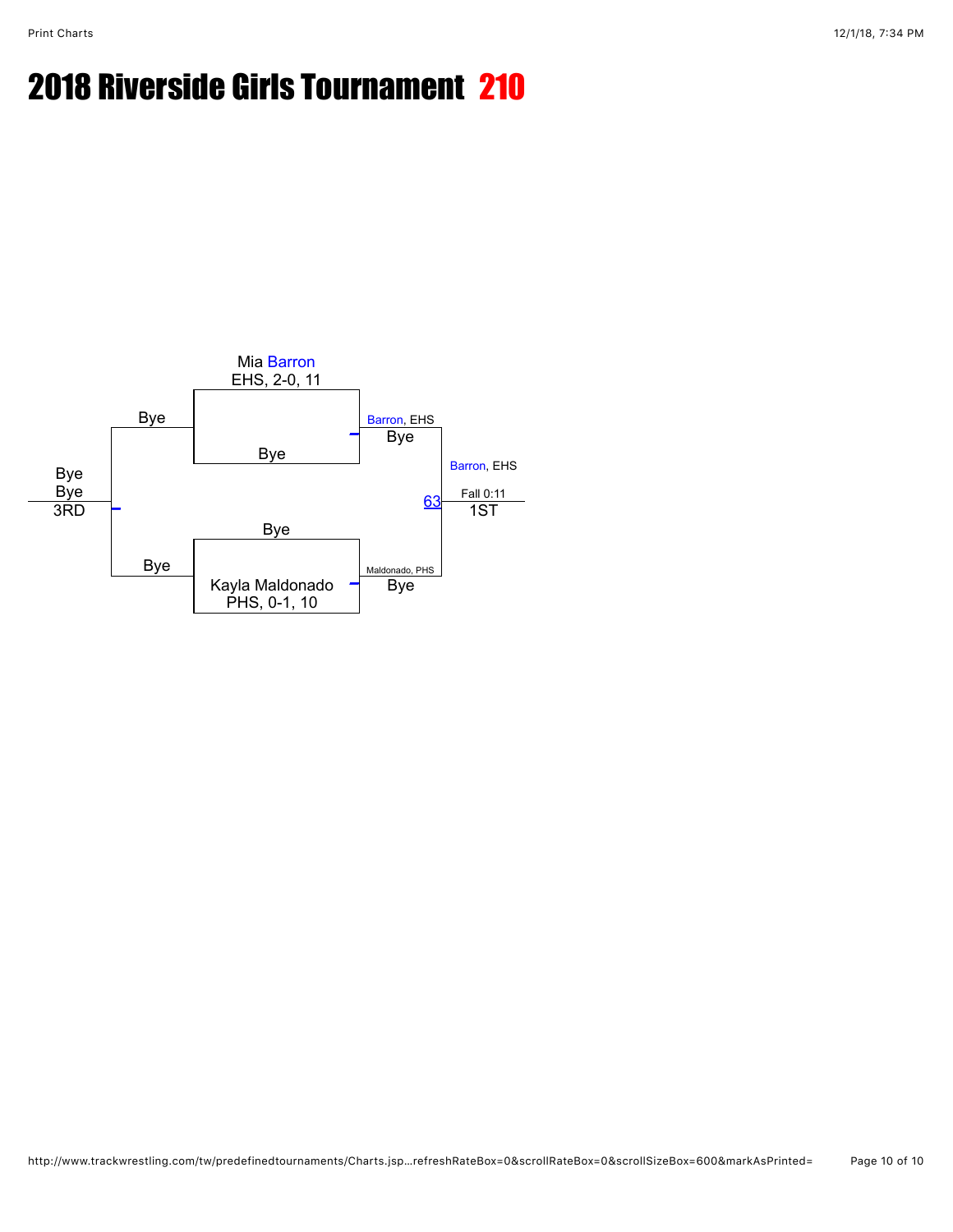# 2018 Riverside Girls Tournament 210

Mia Barron
EHS, 2-0, 11

Bye

Bye

Barron, EHS
Bye

Barron, EHS

Bye
Bye
3RD

63

Fall 0:11
1ST

Bye

Bye

Maldonado, PHS
Bye

Kayla Maldonado
PHS, 0-1, 10